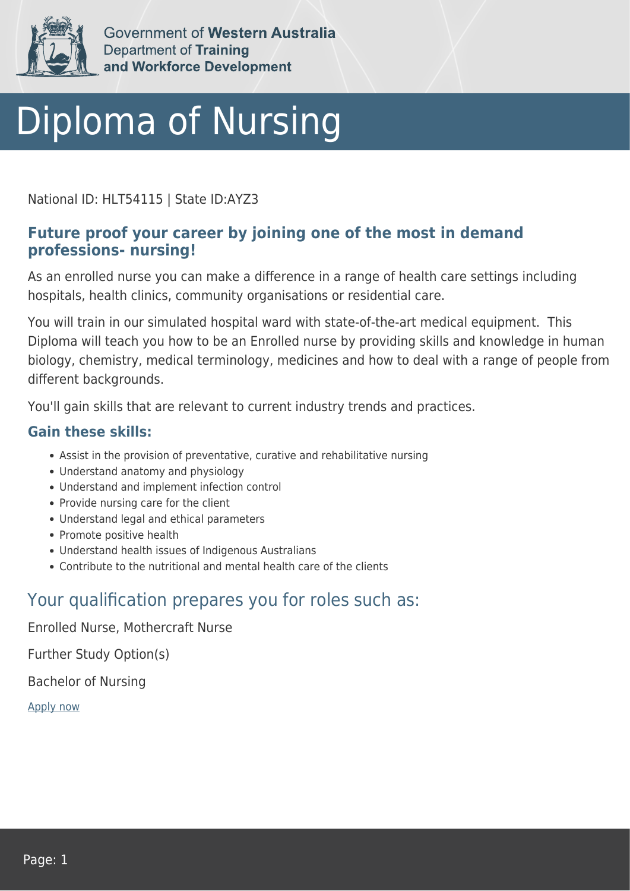Government of **Western Australia**
Department of **Training and Workforce Development**

# Diploma of Nursing

National ID: HLT54115 | State ID:AYZ3

### Future proof your career by joining one of the most in demand professions- nursing!

As an enrolled nurse you can make a difference in a range of health care settings including hospitals, health clinics, community organisations or residential care.

You will train in our simulated hospital ward with state-of-the-art medical equipment. This Diploma will teach you how to be an Enrolled nurse by providing skills and knowledge in human biology, chemistry, medical terminology, medicines and how to deal with a range of people from different backgrounds.

You'll gain skills that are relevant to current industry trends and practices.

### Gain these skills:

- Assist in the provision of preventative, curative and rehabilitative nursing
- Understand anatomy and physiology
- Understand and implement infection control
- Provide nursing care for the client
- Understand legal and ethical parameters
- Promote positive health
- Understand health issues of Indigenous Australians
- Contribute to the nutritional and mental health care of the clients

## Your qualification prepares you for roles such as:

Enrolled Nurse, Mothercraft Nurse

Further Study Option(s)

Bachelor of Nursing

Apply now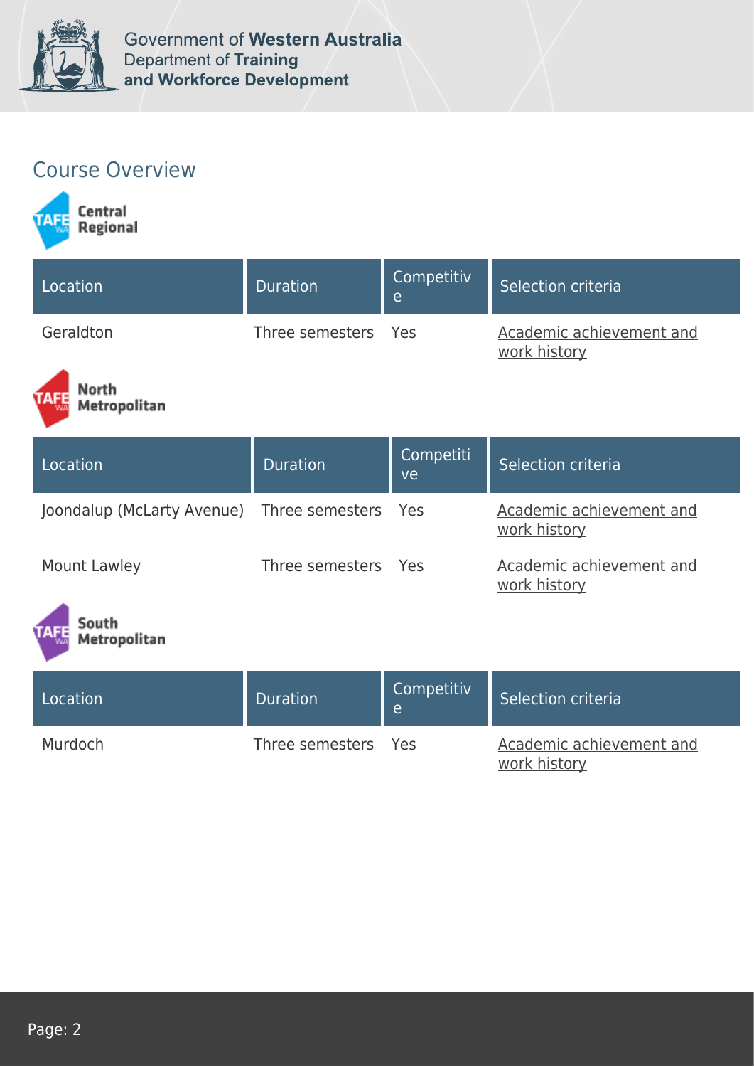## Course Overview

**Central Regional**

| Location | Duration | Competitive | Selection criteria |
|---|---|---|---|
| Geraldton | Three semesters | Yes | Academic achievement and work history |

**North Metropolitan**

| Location | Duration | Competitive | Selection criteria |
|---|---|---|---|
| Joondalup (McLarty Avenue) | Three semesters | Yes | Academic achievement and work history |
| Mount Lawley | Three semesters | Yes | Academic achievement and work history |

**South Metropolitan**

| Location | Duration | Competitive | Selection criteria |
|---|---|---|---|
| Murdoch | Three semesters | Yes | Academic achievement and work history |